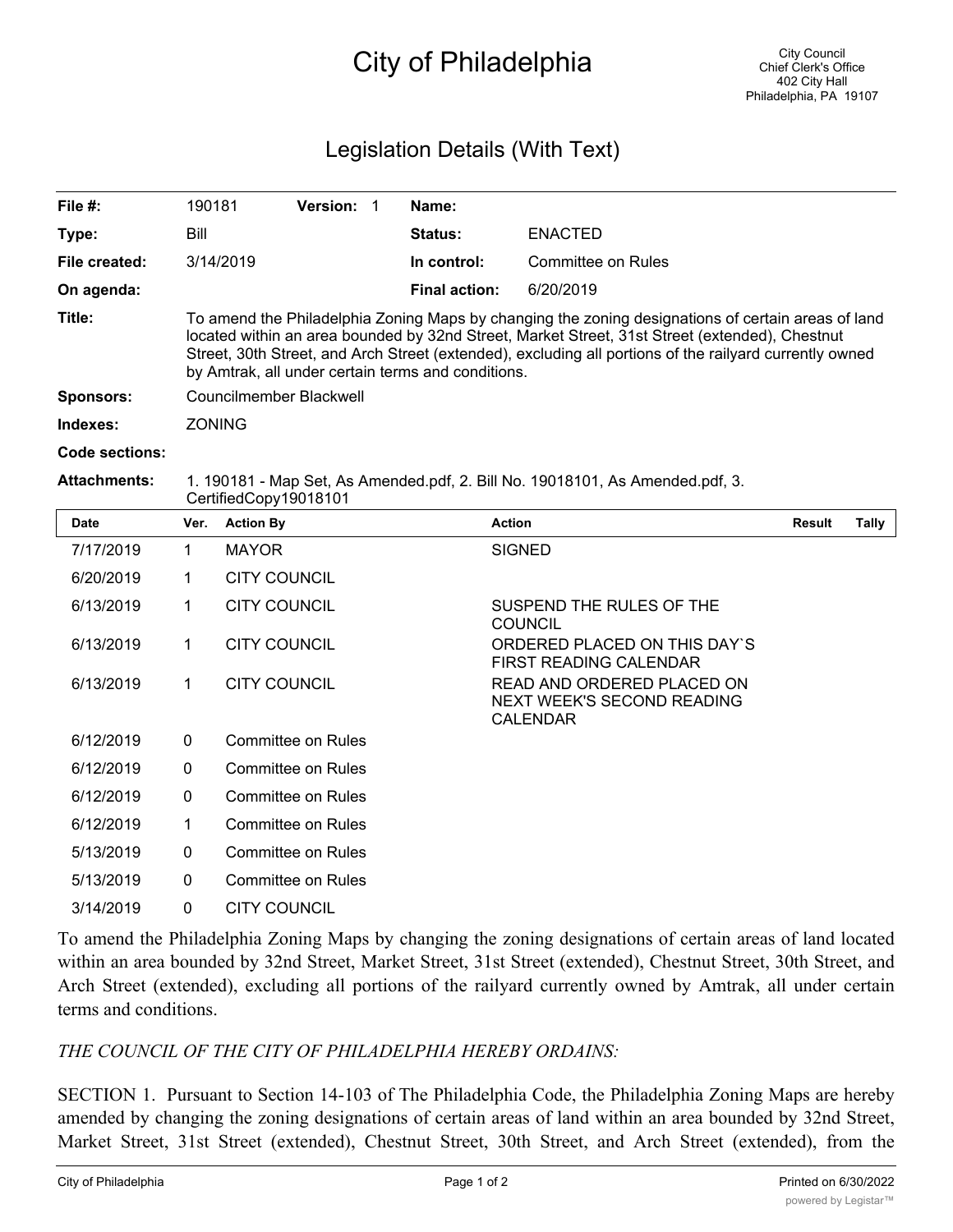# City of Philadelphia

City Council
Chief Clerk's Office
402 City Hall
Philadelphia, PA 19107

## Legislation Details (With Text)

| | | | | | |
|---|---|---|---|---|---|
| **File #:** | 190181 | **Version:** | 1 | **Name:** | |
| **Type:** | Bill | | | **Status:** | ENACTED |
| **File created:** | 3/14/2019 | | | **In control:** | Committee on Rules |
| **On agenda:** | | | | **Final action:** | 6/20/2019 |

**Title:** To amend the Philadelphia Zoning Maps by changing the zoning designations of certain areas of land located within an area bounded by 32nd Street, Market Street, 31st Street (extended), Chestnut Street, 30th Street, and Arch Street (extended), excluding all portions of the railyard currently owned by Amtrak, all under certain terms and conditions.

**Sponsors:** Councilmember Blackwell

**Indexes:** ZONING

**Code sections:**

**Attachments:** 1. 190181 - Map Set, As Amended.pdf, 2. Bill No. 19018101, As Amended.pdf, 3. CertifiedCopy19018101

| Date | Ver. | Action By | Action | Result | Tally |
|---|---|---|---|---|---|
| 7/17/2019 | 1 | MAYOR | SIGNED | | |
| 6/20/2019 | 1 | CITY COUNCIL | | | |
| 6/13/2019 | 1 | CITY COUNCIL | SUSPEND THE RULES OF THE COUNCIL | | |
| 6/13/2019 | 1 | CITY COUNCIL | ORDERED PLACED ON THIS DAY`S FIRST READING CALENDAR | | |
| 6/13/2019 | 1 | CITY COUNCIL | READ AND ORDERED PLACED ON NEXT WEEK'S SECOND READING CALENDAR | | |
| 6/12/2019 | 0 | Committee on Rules | | | |
| 6/12/2019 | 0 | Committee on Rules | | | |
| 6/12/2019 | 0 | Committee on Rules | | | |
| 6/12/2019 | 1 | Committee on Rules | | | |
| 5/13/2019 | 0 | Committee on Rules | | | |
| 5/13/2019 | 0 | Committee on Rules | | | |
| 3/14/2019 | 0 | CITY COUNCIL | | | |

To amend the Philadelphia Zoning Maps by changing the zoning designations of certain areas of land located within an area bounded by 32nd Street, Market Street, 31st Street (extended), Chestnut Street, 30th Street, and Arch Street (extended), excluding all portions of the railyard currently owned by Amtrak, all under certain terms and conditions.

*THE COUNCIL OF THE CITY OF PHILADELPHIA HEREBY ORDAINS:*

SECTION 1. Pursuant to Section 14-103 of The Philadelphia Code, the Philadelphia Zoning Maps are hereby amended by changing the zoning designations of certain areas of land within an area bounded by 32nd Street, Market Street, 31st Street (extended), Chestnut Street, 30th Street, and Arch Street (extended), from the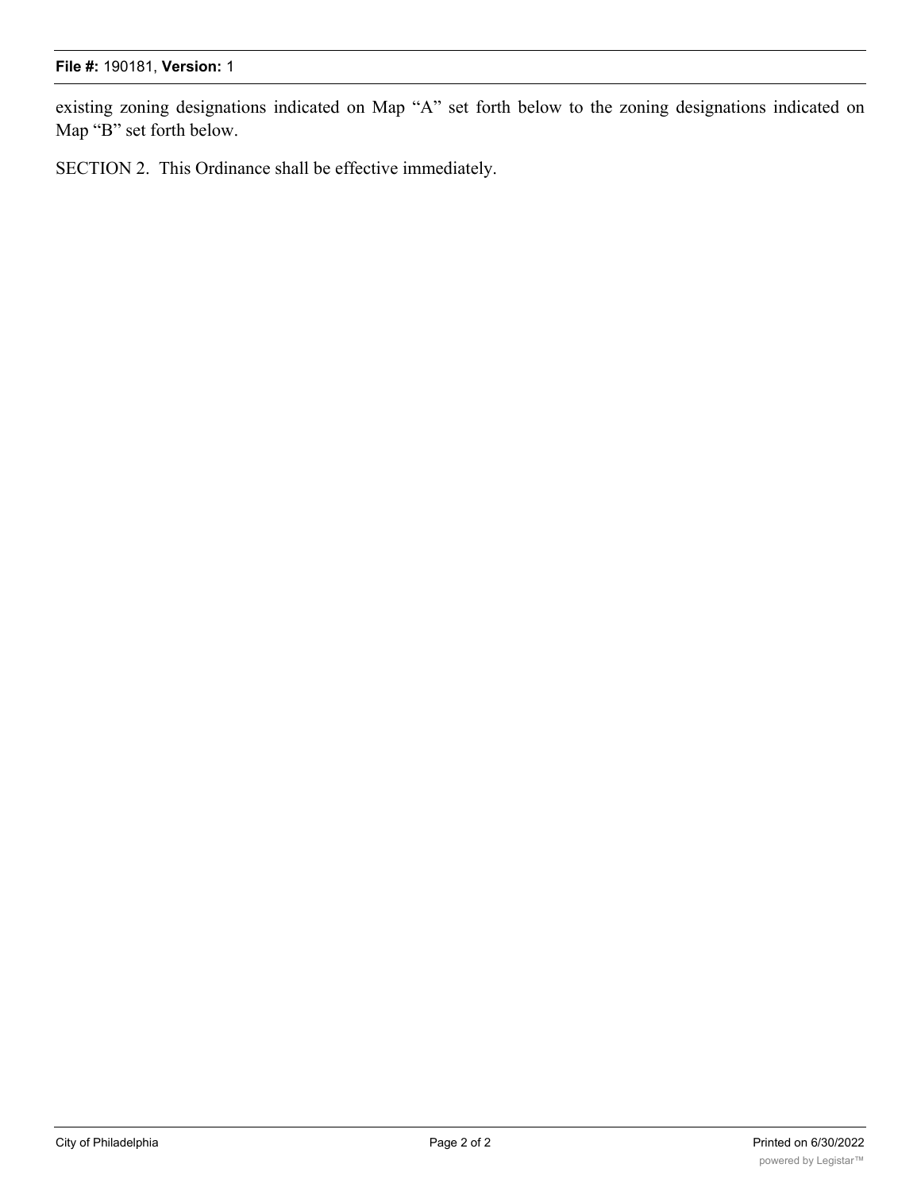existing zoning designations indicated on Map "A" set forth below to the zoning designations indicated on Map "B" set forth below.

SECTION 2. This Ordinance shall be effective immediately.